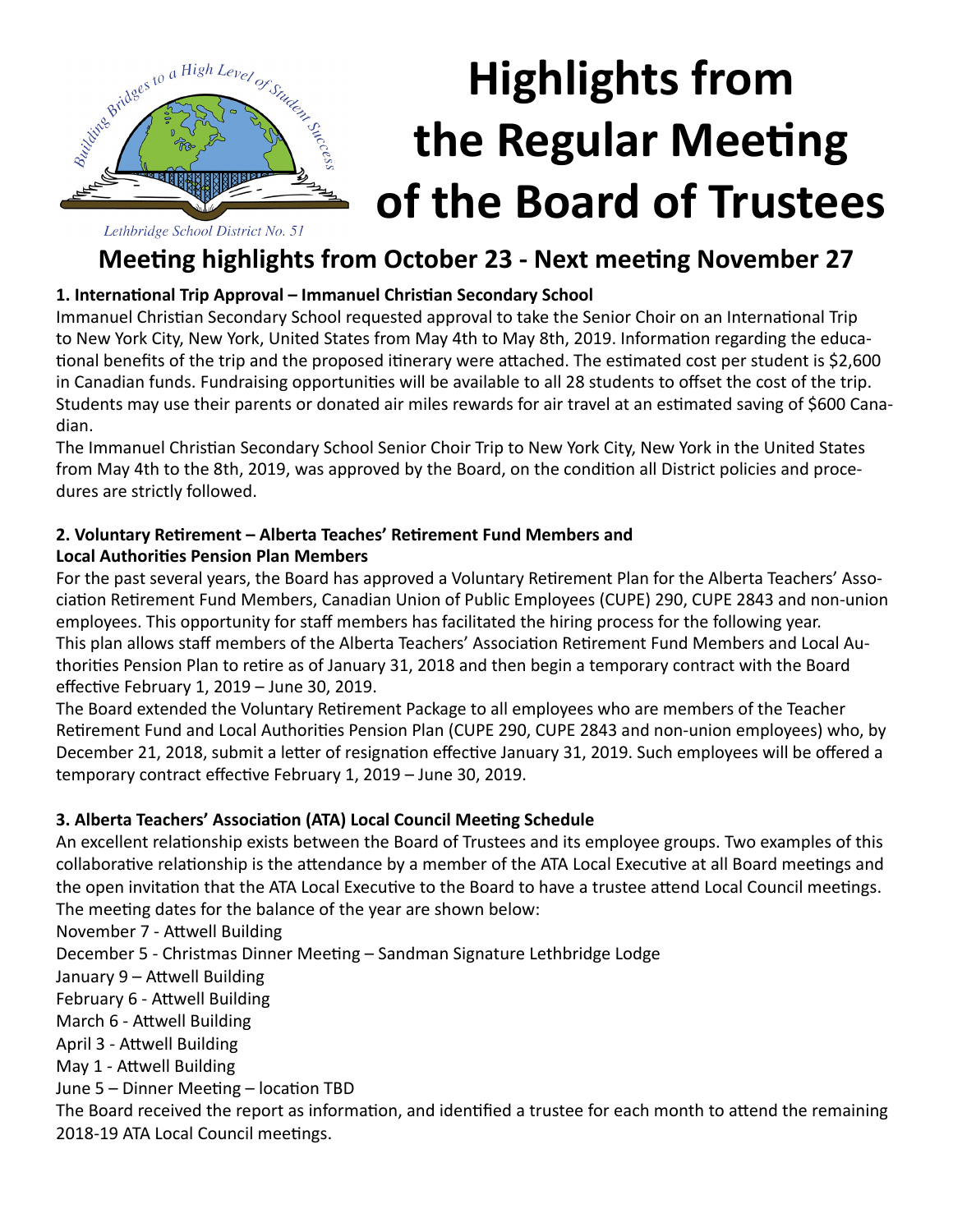# Highlights from the Regular Meeting of the Board of Trustees

Building Bridges to a High Level of Student Success

*Lethbridge School District No. 51*

## Meeting highlights from October 23 - Next meeting November 27

**1. International Trip Approval – Immanuel Christian Secondary School**

Immanuel Christian Secondary School requested approval to take the Senior Choir on an International Trip to New York City, New York, United States from May 4th to May 8th, 2019. Information regarding the educational benefits of the trip and the proposed itinerary were attached. The estimated cost per student is $2,600 in Canadian funds. Fundraising opportunities will be available to all 28 students to offset the cost of the trip. Students may use their parents or donated air miles rewards for air travel at an estimated saving of $600 Canadian.

The Immanuel Christian Secondary School Senior Choir Trip to New York City, New York in the United States from May 4th to the 8th, 2019, was approved by the Board, on the condition all District policies and procedures are strictly followed.

**2. Voluntary Retirement – Alberta Teaches' Retirement Fund Members and Local Authorities Pension Plan Members**

For the past several years, the Board has approved a Voluntary Retirement Plan for the Alberta Teachers' Association Retirement Fund Members, Canadian Union of Public Employees (CUPE) 290, CUPE 2843 and non-union employees. This opportunity for staff members has facilitated the hiring process for the following year.

This plan allows staff members of the Alberta Teachers' Association Retirement Fund Members and Local Authorities Pension Plan to retire as of January 31, 2018 and then begin a temporary contract with the Board effective February 1, 2019 – June 30, 2019.

The Board extended the Voluntary Retirement Package to all employees who are members of the Teacher Retirement Fund and Local Authorities Pension Plan (CUPE 290, CUPE 2843 and non-union employees) who, by December 21, 2018, submit a letter of resignation effective January 31, 2019. Such employees will be offered a temporary contract effective February 1, 2019 – June 30, 2019.

**3. Alberta Teachers' Association (ATA) Local Council Meeting Schedule**

An excellent relationship exists between the Board of Trustees and its employee groups. Two examples of this collaborative relationship is the attendance by a member of the ATA Local Executive at all Board meetings and the open invitation that the ATA Local Executive to the Board to have a trustee attend Local Council meetings. The meeting dates for the balance of the year are shown below:

November 7 - Attwell Building
December 5 - Christmas Dinner Meeting – Sandman Signature Lethbridge Lodge
January 9 – Attwell Building
February 6 - Attwell Building
March 6 - Attwell Building
April 3 - Attwell Building
May 1 - Attwell Building
June 5 – Dinner Meeting – location TBD

The Board received the report as information, and identified a trustee for each month to attend the remaining 2018-19 ATA Local Council meetings.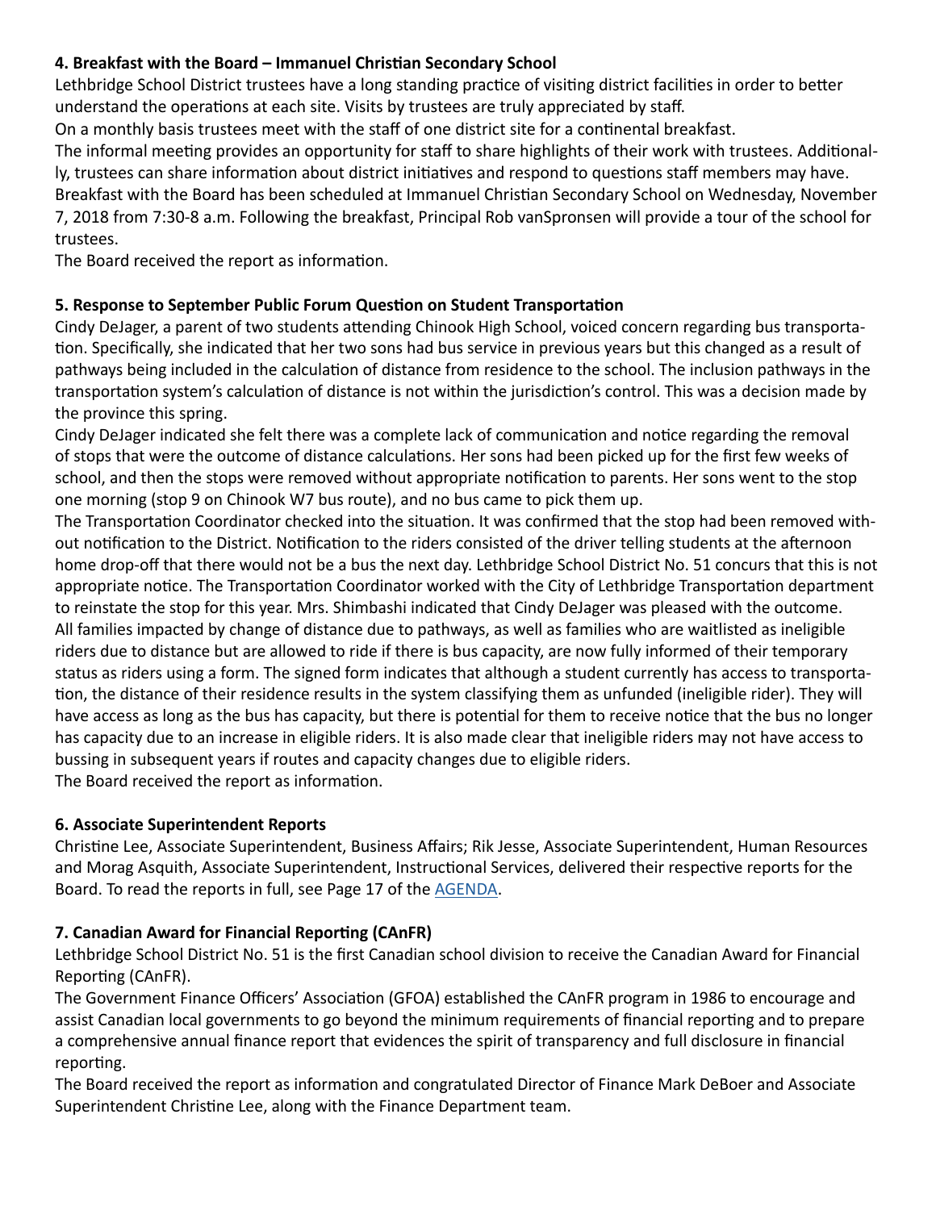**4. Breakfast with the Board – Immanuel Christian Secondary School**

Lethbridge School District trustees have a long standing practice of visiting district facilities in order to better understand the operations at each site. Visits by trustees are truly appreciated by staff.

On a monthly basis trustees meet with the staff of one district site for a continental breakfast.

The informal meeting provides an opportunity for staff to share highlights of their work with trustees. Additionally, trustees can share information about district initiatives and respond to questions staff members may have.

Breakfast with the Board has been scheduled at Immanuel Christian Secondary School on Wednesday, November 7, 2018 from 7:30-8 a.m. Following the breakfast, Principal Rob vanSpronsen will provide a tour of the school for trustees.

The Board received the report as information.

**5. Response to September Public Forum Question on Student Transportation**

Cindy DeJager, a parent of two students attending Chinook High School, voiced concern regarding bus transportation. Specifically, she indicated that her two sons had bus service in previous years but this changed as a result of pathways being included in the calculation of distance from residence to the school. The inclusion pathways in the transportation system's calculation of distance is not within the jurisdiction's control. This was a decision made by the province this spring.

Cindy DeJager indicated she felt there was a complete lack of communication and notice regarding the removal of stops that were the outcome of distance calculations. Her sons had been picked up for the first few weeks of school, and then the stops were removed without appropriate notification to parents. Her sons went to the stop one morning (stop 9 on Chinook W7 bus route), and no bus came to pick them up.

The Transportation Coordinator checked into the situation. It was confirmed that the stop had been removed without notification to the District. Notification to the riders consisted of the driver telling students at the afternoon home drop-off that there would not be a bus the next day. Lethbridge School District No. 51 concurs that this is not appropriate notice. The Transportation Coordinator worked with the City of Lethbridge Transportation department to reinstate the stop for this year. Mrs. Shimbashi indicated that Cindy DeJager was pleased with the outcome.

All families impacted by change of distance due to pathways, as well as families who are waitlisted as ineligible riders due to distance but are allowed to ride if there is bus capacity, are now fully informed of their temporary status as riders using a form. The signed form indicates that although a student currently has access to transportation, the distance of their residence results in the system classifying them as unfunded (ineligible rider). They will have access as long as the bus has capacity, but there is potential for them to receive notice that the bus no longer has capacity due to an increase in eligible riders. It is also made clear that ineligible riders may not have access to bussing in subsequent years if routes and capacity changes due to eligible riders.

The Board received the report as information.

**6. Associate Superintendent Reports**

Christine Lee, Associate Superintendent, Business Affairs; Rik Jesse, Associate Superintendent, Human Resources and Morag Asquith, Associate Superintendent, Instructional Services, delivered their respective reports for the Board. To read the reports in full, see Page 17 of the AGENDA.

**7. Canadian Award for Financial Reporting (CAnFR)**

Lethbridge School District No. 51 is the first Canadian school division to receive the Canadian Award for Financial Reporting (CAnFR).

The Government Finance Officers' Association (GFOA) established the CAnFR program in 1986 to encourage and assist Canadian local governments to go beyond the minimum requirements of financial reporting and to prepare a comprehensive annual finance report that evidences the spirit of transparency and full disclosure in financial reporting.

The Board received the report as information and congratulated Director of Finance Mark DeBoer and Associate Superintendent Christine Lee, along with the Finance Department team.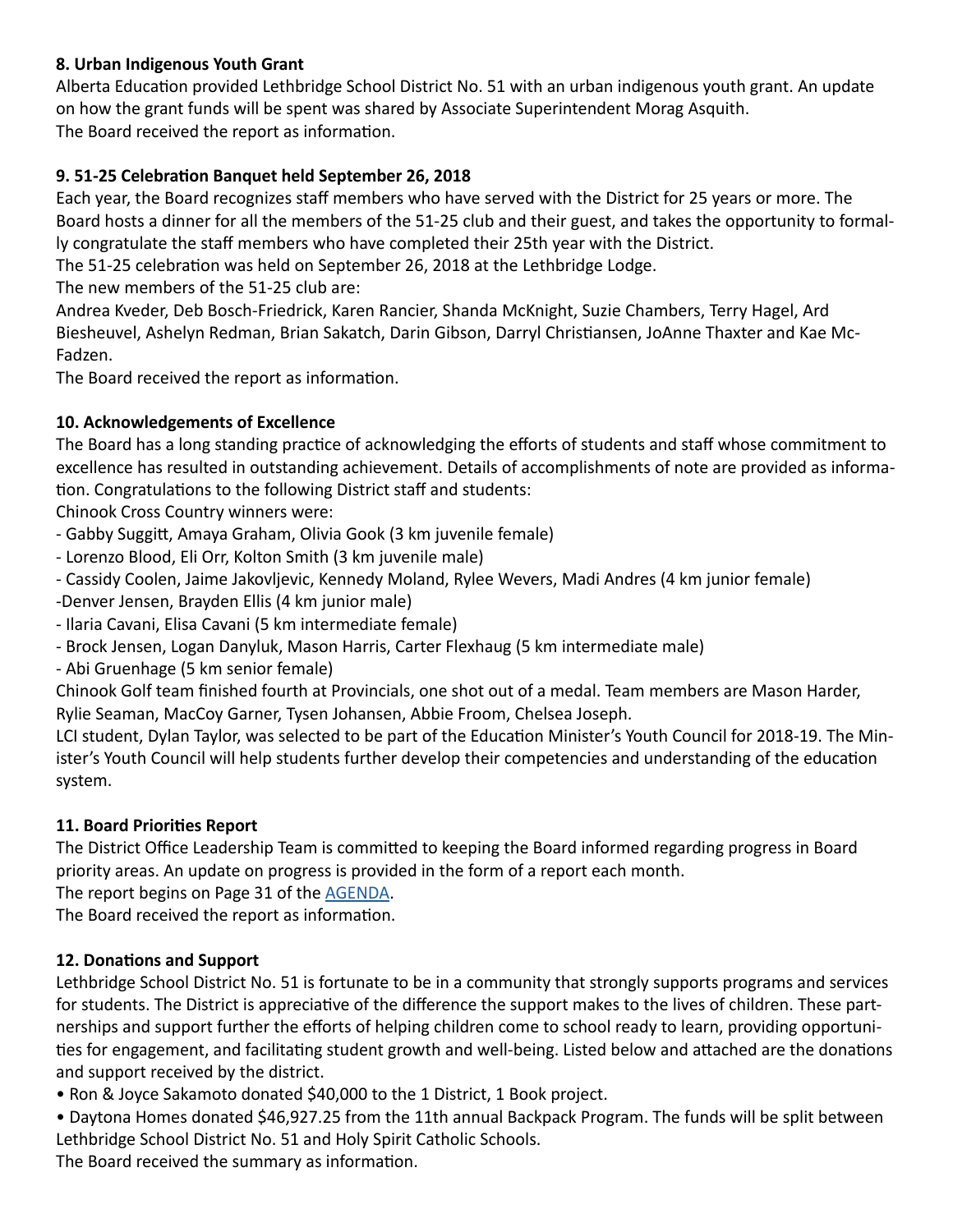**8. Urban Indigenous Youth Grant**

Alberta Education provided Lethbridge School District No. 51 with an urban indigenous youth grant. An update on how the grant funds will be spent was shared by Associate Superintendent Morag Asquith.
The Board received the report as information.

**9. 51-25 Celebration Banquet held September 26, 2018**

Each year, the Board recognizes staff members who have served with the District for 25 years or more. The Board hosts a dinner for all the members of the 51-25 club and their guest, and takes the opportunity to formally congratulate the staff members who have completed their 25th year with the District.
The 51-25 celebration was held on September 26, 2018 at the Lethbridge Lodge.
The new members of the 51-25 club are:
Andrea Kveder, Deb Bosch-Friedrick, Karen Rancier, Shanda McKnight, Suzie Chambers, Terry Hagel, Ard Biesheuvel, Ashelyn Redman, Brian Sakatch, Darin Gibson, Darryl Christiansen, JoAnne Thaxter and Kae McFadzen.
The Board received the report as information.

**10. Acknowledgements of Excellence**

The Board has a long standing practice of acknowledging the efforts of students and staff whose commitment to excellence has resulted in outstanding achievement. Details of accomplishments of note are provided as information. Congratulations to the following District staff and students:
Chinook Cross Country winners were:

- Gabby Suggitt, Amaya Graham, Olivia Gook (3 km juvenile female)
- Lorenzo Blood, Eli Orr, Kolton Smith (3 km juvenile male)
- Cassidy Coolen, Jaime Jakovljevic, Kennedy Moland, Rylee Wevers, Madi Andres (4 km junior female)
- Denver Jensen, Brayden Ellis (4 km junior male)
- Ilaria Cavani, Elisa Cavani (5 km intermediate female)
- Brock Jensen, Logan Danyluk, Mason Harris, Carter Flexhaug (5 km intermediate male)
- Abi Gruenhage (5 km senior female)

Chinook Golf team finished fourth at Provincials, one shot out of a medal. Team members are Mason Harder, Rylie Seaman, MacCoy Garner, Tysen Johansen, Abbie Froom, Chelsea Joseph.
LCI student, Dylan Taylor, was selected to be part of the Education Minister's Youth Council for 2018-19. The Minister's Youth Council will help students further develop their competencies and understanding of the education system.

**11. Board Priorities Report**

The District Office Leadership Team is committed to keeping the Board informed regarding progress in Board priority areas. An update on progress is provided in the form of a report each month.
The report begins on Page 31 of the AGENDA.
The Board received the report as information.

**12. Donations and Support**

Lethbridge School District No. 51 is fortunate to be in a community that strongly supports programs and services for students. The District is appreciative of the difference the support makes to the lives of children. These partnerships and support further the efforts of helping children come to school ready to learn, providing opportunities for engagement, and facilitating student growth and well-being. Listed below and attached are the donations and support received by the district.

- Ron & Joyce Sakamoto donated $40,000 to the 1 District, 1 Book project.
- Daytona Homes donated $46,927.25 from the 11th annual Backpack Program. The funds will be split between Lethbridge School District No. 51 and Holy Spirit Catholic Schools.

The Board received the summary as information.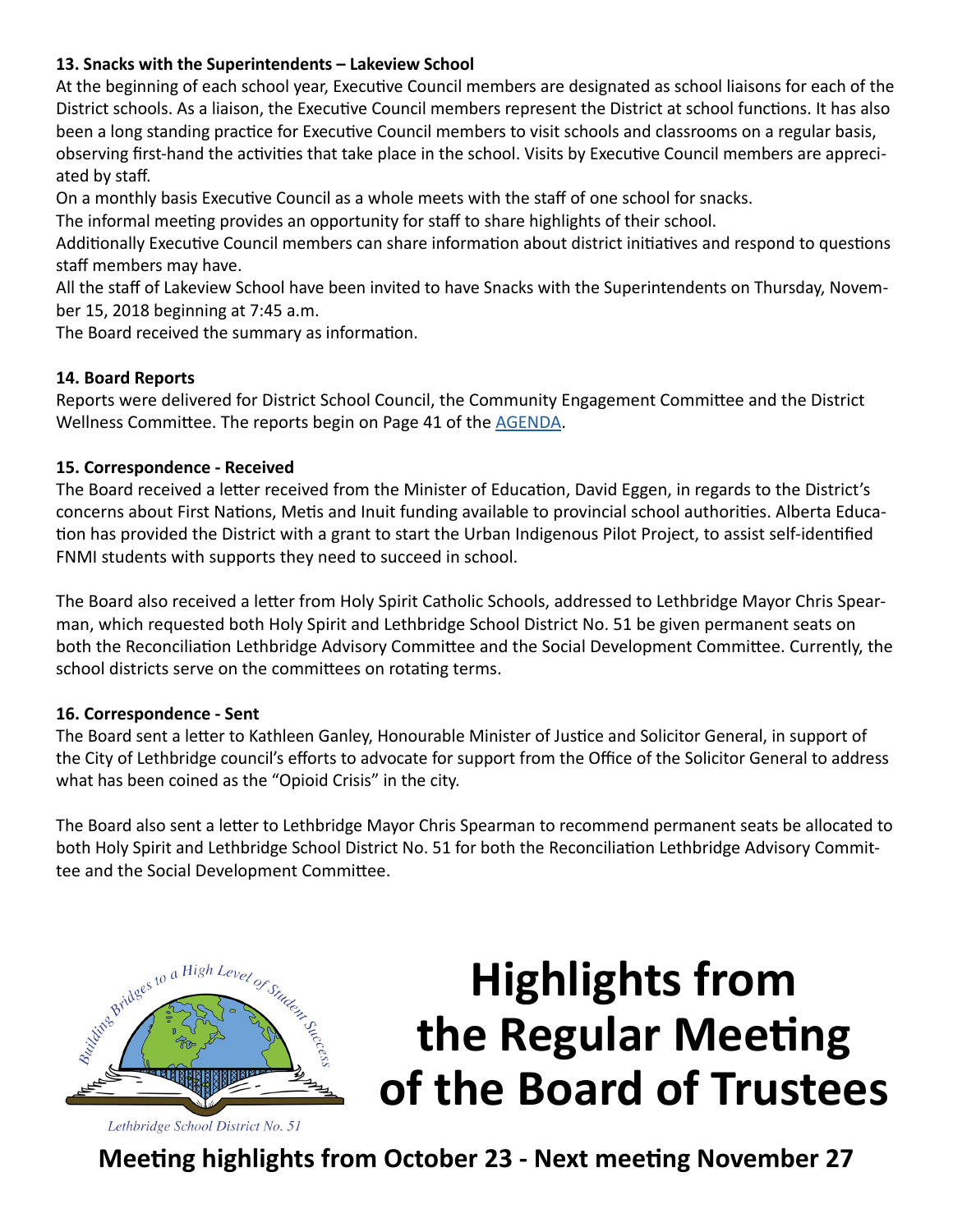### 13. Snacks with the Superintendents – Lakeview School

At the beginning of each school year, Executive Council members are designated as school liaisons for each of the District schools. As a liaison, the Executive Council members represent the District at school functions. It has also been a long standing practice for Executive Council members to visit schools and classrooms on a regular basis, observing first-hand the activities that take place in the school. Visits by Executive Council members are appreciated by staff.

On a monthly basis Executive Council as a whole meets with the staff of one school for snacks.

The informal meeting provides an opportunity for staff to share highlights of their school.

Additionally Executive Council members can share information about district initiatives and respond to questions staff members may have.

All the staff of Lakeview School have been invited to have Snacks with the Superintendents on Thursday, November 15, 2018 beginning at 7:45 a.m.

The Board received the summary as information.

### 14. Board Reports

Reports were delivered for District School Council, the Community Engagement Committee and the District Wellness Committee. The reports begin on Page 41 of the AGENDA.

### 15. Correspondence - Received

The Board received a letter received from the Minister of Education, David Eggen, in regards to the District's concerns about First Nations, Metis and Inuit funding available to provincial school authorities. Alberta Education has provided the District with a grant to start the Urban Indigenous Pilot Project, to assist self-identified FNMI students with supports they need to succeed in school.

The Board also received a letter from Holy Spirit Catholic Schools, addressed to Lethbridge Mayor Chris Spearman, which requested both Holy Spirit and Lethbridge School District No. 51 be given permanent seats on both the Reconciliation Lethbridge Advisory Committee and the Social Development Committee. Currently, the school districts serve on the committees on rotating terms.

### 16. Correspondence - Sent

The Board sent a letter to Kathleen Ganley, Honourable Minister of Justice and Solicitor General, in support of the City of Lethbridge council's efforts to advocate for support from the Office of the Solicitor General to address what has been coined as the "Opioid Crisis" in the city.

The Board also sent a letter to Lethbridge Mayor Chris Spearman to recommend permanent seats be allocated to both Holy Spirit and Lethbridge School District No. 51 for both the Reconciliation Lethbridge Advisory Committee and the Social Development Committee.

Building Bridges to a High Level of Student Success

Lethbridge School District No. 51

# Highlights from the Regular Meeting of the Board of Trustees

**Meeting highlights from October 23 - Next meeting November 27**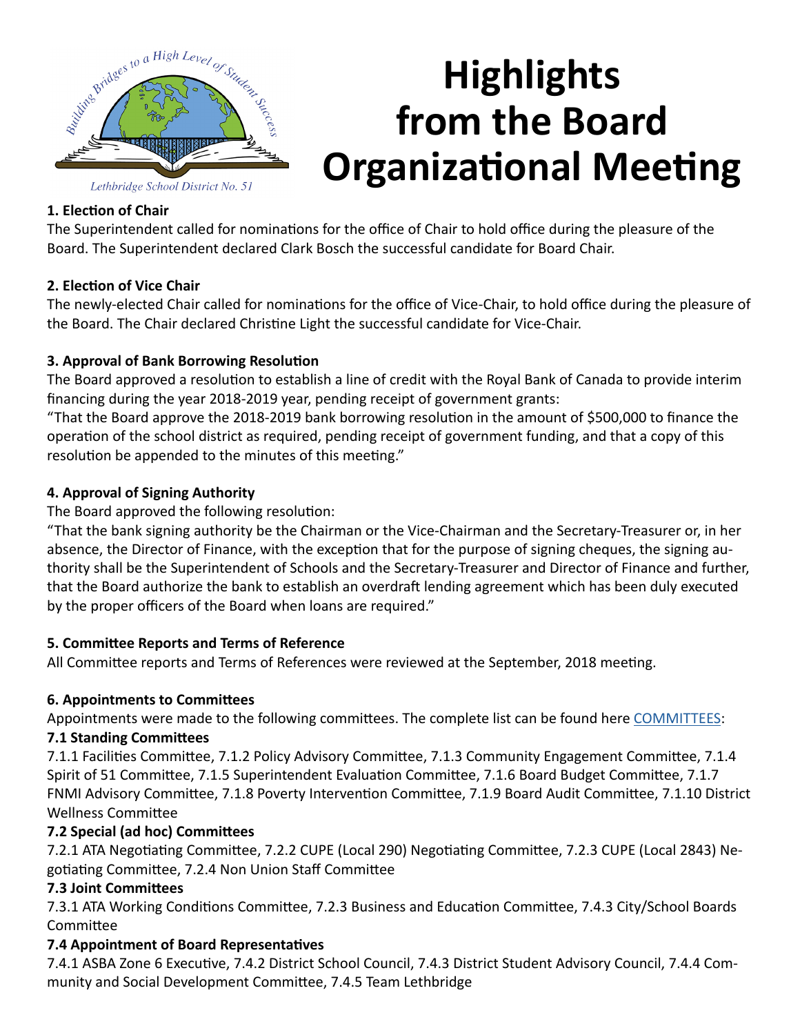# Highlights from the Board Organizational Meeting

Lethbridge School District No. 51

**1. Election of Chair**

The Superintendent called for nominations for the office of Chair to hold office during the pleasure of the Board. The Superintendent declared Clark Bosch the successful candidate for Board Chair.

**2. Election of Vice Chair**

The newly-elected Chair called for nominations for the office of Vice-Chair, to hold office during the pleasure of the Board. The Chair declared Christine Light the successful candidate for Vice-Chair.

**3. Approval of Bank Borrowing Resolution**

The Board approved a resolution to establish a line of credit with the Royal Bank of Canada to provide interim financing during the year 2018-2019 year, pending receipt of government grants:

"That the Board approve the 2018-2019 bank borrowing resolution in the amount of $500,000 to finance the operation of the school district as required, pending receipt of government funding, and that a copy of this resolution be appended to the minutes of this meeting."

**4. Approval of Signing Authority**

The Board approved the following resolution:

"That the bank signing authority be the Chairman or the Vice-Chairman and the Secretary-Treasurer or, in her absence, the Director of Finance, with the exception that for the purpose of signing cheques, the signing authority shall be the Superintendent of Schools and the Secretary-Treasurer and Director of Finance and further, that the Board authorize the bank to establish an overdraft lending agreement which has been duly executed by the proper officers of the Board when loans are required."

**5. Committee Reports and Terms of Reference**

All Committee reports and Terms of References were reviewed at the September, 2018 meeting.

**6. Appointments to Committees**

Appointments were made to the following committees. The complete list can be found here COMMITTEES:

**7.1 Standing Committees**

7.1.1 Facilities Committee, 7.1.2 Policy Advisory Committee, 7.1.3 Community Engagement Committee, 7.1.4 Spirit of 51 Committee, 7.1.5 Superintendent Evaluation Committee, 7.1.6 Board Budget Committee, 7.1.7 FNMI Advisory Committee, 7.1.8 Poverty Intervention Committee, 7.1.9 Board Audit Committee, 7.1.10 District Wellness Committee

**7.2 Special (ad hoc) Committees**

7.2.1 ATA Negotiating Committee, 7.2.2 CUPE (Local 290) Negotiating Committee, 7.2.3 CUPE (Local 2843) Negotiating Committee, 7.2.4 Non Union Staff Committee

**7.3 Joint Committees**

7.3.1 ATA Working Conditions Committee, 7.2.3 Business and Education Committee, 7.4.3 City/School Boards Committee

**7.4 Appointment of Board Representatives**

7.4.1 ASBA Zone 6 Executive, 7.4.2 District School Council, 7.4.3 District Student Advisory Council, 7.4.4 Community and Social Development Committee, 7.4.5 Team Lethbridge